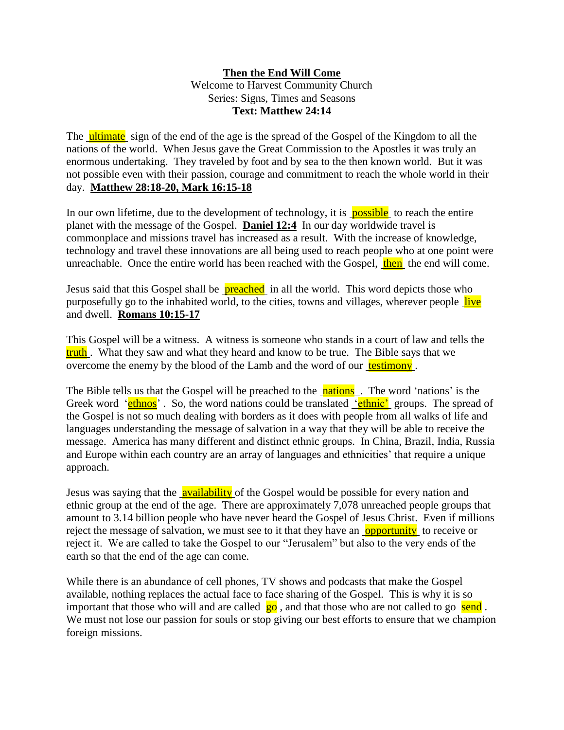**Then the End Will Come**

Welcome to Harvest Community Church
Series: Signs, Times and Seasons
**Text: Matthew 24:14**

The ultimate sign of the end of the age is the spread of the Gospel of the Kingdom to all the nations of the world. When Jesus gave the Great Commission to the Apostles it was truly an enormous undertaking. They traveled by foot and by sea to the then known world. But it was not possible even with their passion, courage and commitment to reach the whole world in their day. **Matthew 28:18-20, Mark 16:15-18**

In our own lifetime, due to the development of technology, it is possible to reach the entire planet with the message of the Gospel. **Daniel 12:4** In our day worldwide travel is commonplace and missions travel has increased as a result. With the increase of knowledge, technology and travel these innovations are all being used to reach people who at one point were unreachable. Once the entire world has been reached with the Gospel, then the end will come.

Jesus said that this Gospel shall be preached in all the world. This word depicts those who purposefully go to the inhabited world, to the cities, towns and villages, wherever people live and dwell. **Romans 10:15-17**

This Gospel will be a witness. A witness is someone who stands in a court of law and tells the truth. What they saw and what they heard and know to be true. The Bible says that we overcome the enemy by the blood of the Lamb and the word of our testimony.

The Bible tells us that the Gospel will be preached to the nations. The word 'nations' is the Greek word 'ethnos'. So, the word nations could be translated 'ethnic' groups. The spread of the Gospel is not so much dealing with borders as it does with people from all walks of life and languages understanding the message of salvation in a way that they will be able to receive the message. America has many different and distinct ethnic groups. In China, Brazil, India, Russia and Europe within each country are an array of languages and ethnicities' that require a unique approach.

Jesus was saying that the availability of the Gospel would be possible for every nation and ethnic group at the end of the age. There are approximately 7,078 unreached people groups that amount to 3.14 billion people who have never heard the Gospel of Jesus Christ. Even if millions reject the message of salvation, we must see to it that they have an opportunity to receive or reject it. We are called to take the Gospel to our "Jerusalem" but also to the very ends of the earth so that the end of the age can come.

While there is an abundance of cell phones, TV shows and podcasts that make the Gospel available, nothing replaces the actual face to face sharing of the Gospel. This is why it is so important that those who will and are called go, and that those who are not called to go send. We must not lose our passion for souls or stop giving our best efforts to ensure that we champion foreign missions.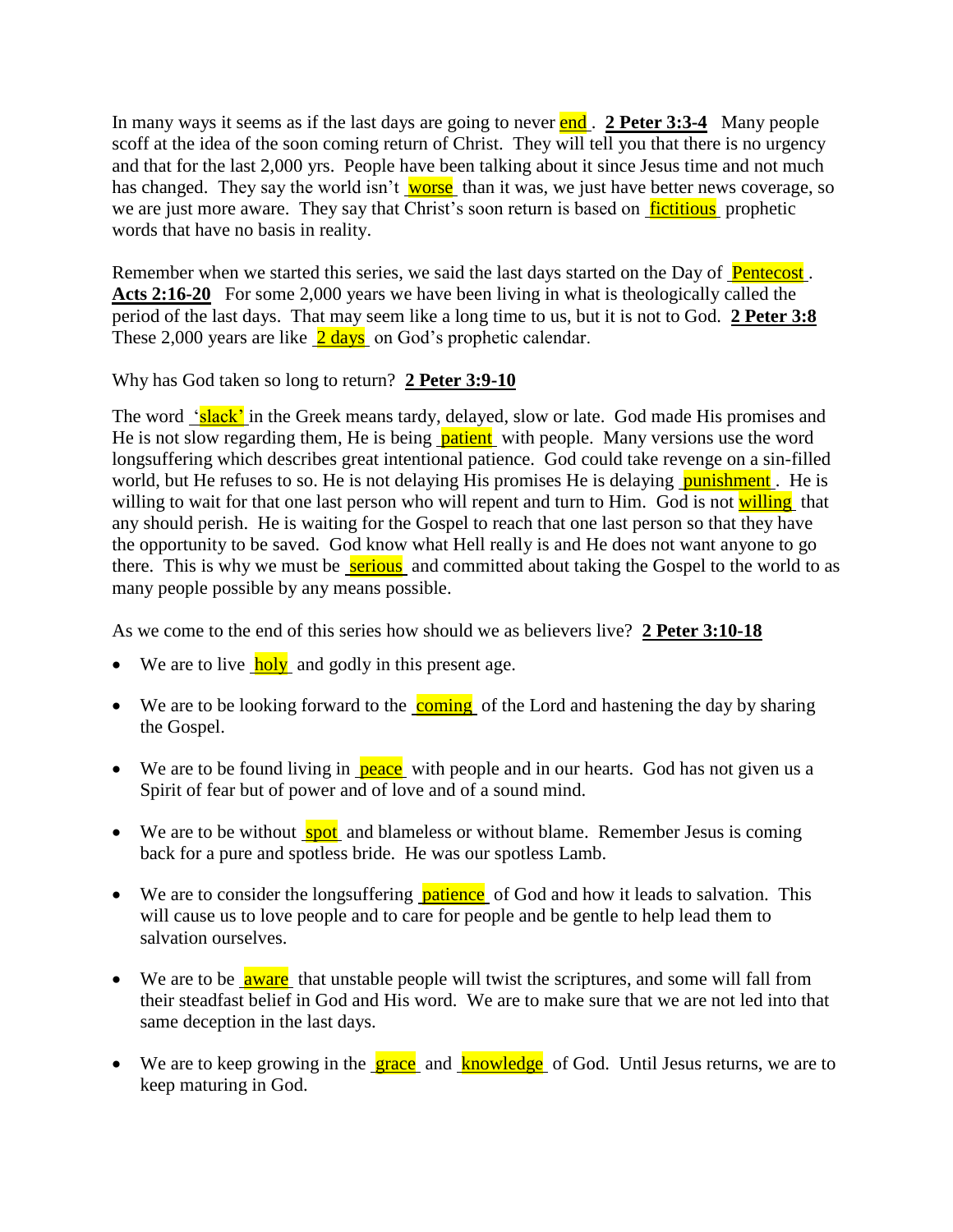In many ways it seems as if the last days are going to never end. **2 Peter 3:3-4** Many people scoff at the idea of the soon coming return of Christ. They will tell you that there is no urgency and that for the last 2,000 yrs. People have been talking about it since Jesus time and not much has changed. They say the world isn't worse than it was, we just have better news coverage, so we are just more aware. They say that Christ's soon return is based on fictitious prophetic words that have no basis in reality.

Remember when we started this series, we said the last days started on the Day of Pentecost. **Acts 2:16-20** For some 2,000 years we have been living in what is theologically called the period of the last days. That may seem like a long time to us, but it is not to God. **2 Peter 3:8** These 2,000 years are like 2 days on God's prophetic calendar.

Why has God taken so long to return? **2 Peter 3:9-10**

The word 'slack' in the Greek means tardy, delayed, slow or late. God made His promises and He is not slow regarding them, He is being patient with people. Many versions use the word longsuffering which describes great intentional patience. God could take revenge on a sin-filled world, but He refuses to so. He is not delaying His promises He is delaying punishment. He is willing to wait for that one last person who will repent and turn to Him. God is not willing that any should perish. He is waiting for the Gospel to reach that one last person so that they have the opportunity to be saved. God know what Hell really is and He does not want anyone to go there. This is why we must be serious and committed about taking the Gospel to the world to as many people possible by any means possible.

As we come to the end of this series how should we as believers live? **2 Peter 3:10-18**

- We are to live holy and godly in this present age.
- We are to be looking forward to the coming of the Lord and hastening the day by sharing the Gospel.
- We are to be found living in peace with people and in our hearts. God has not given us a Spirit of fear but of power and of love and of a sound mind.
- We are to be without spot and blameless or without blame. Remember Jesus is coming back for a pure and spotless bride. He was our spotless Lamb.
- We are to consider the longsuffering patience of God and how it leads to salvation. This will cause us to love people and to care for people and be gentle to help lead them to salvation ourselves.
- We are to be aware that unstable people will twist the scriptures, and some will fall from their steadfast belief in God and His word. We are to make sure that we are not led into that same deception in the last days.
- We are to keep growing in the grace and knowledge of God. Until Jesus returns, we are to keep maturing in God.